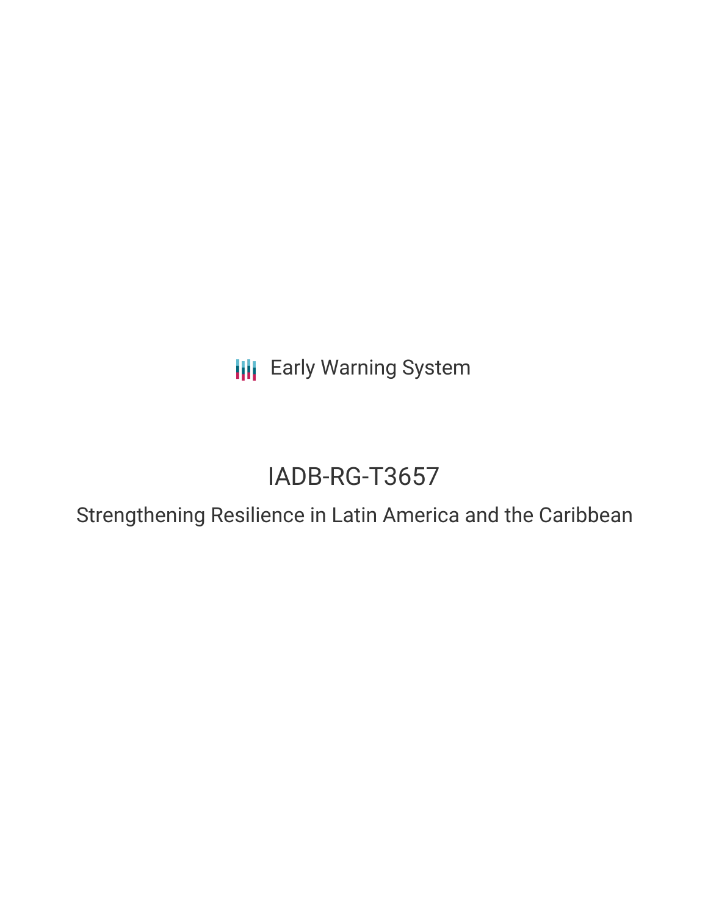Early Warning System

# IADB-RG-T3657

## Strengthening Resilience in Latin America and the Caribbean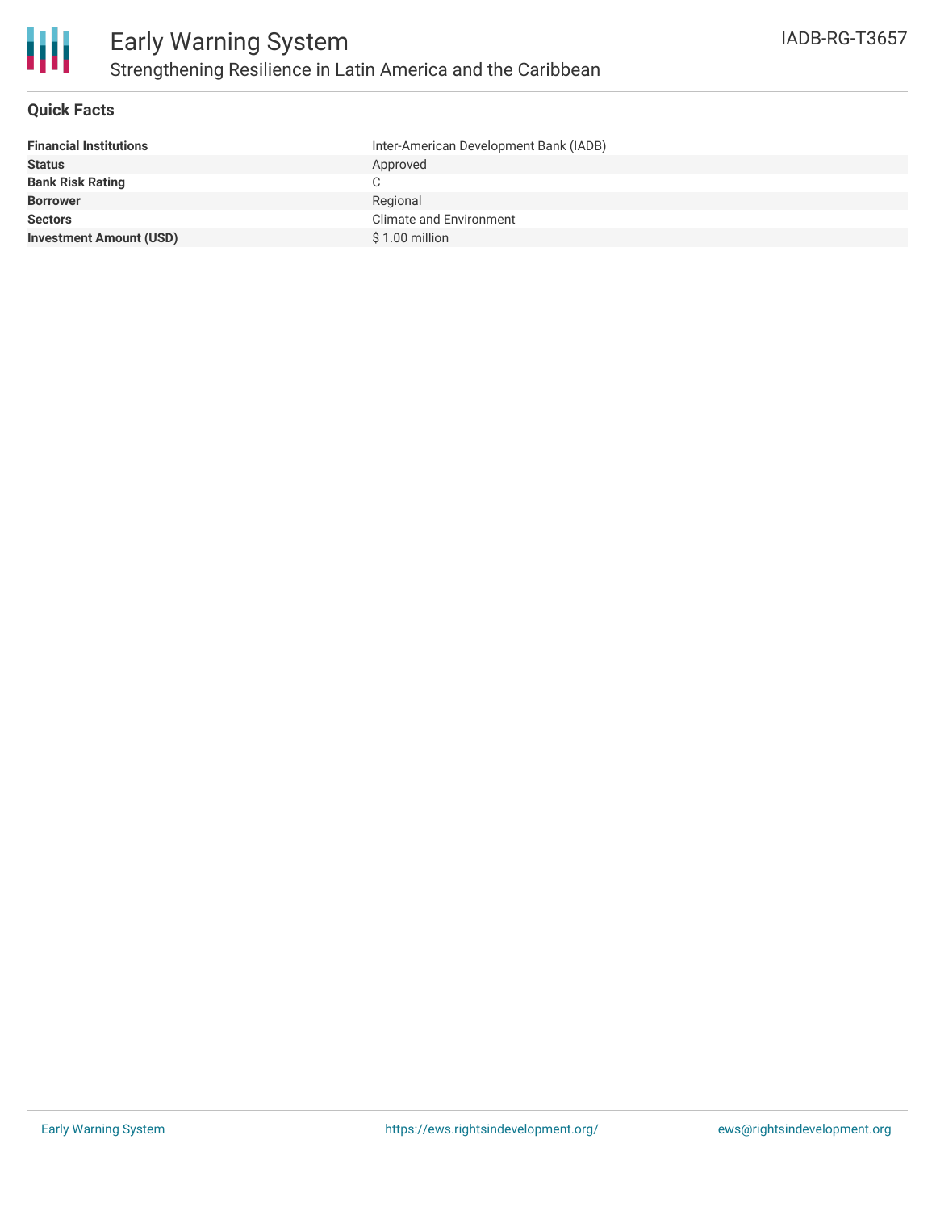# Early Warning System

## Strengthening Resilience in Latin America and the Caribbean

IADB-RG-T3657

### Quick Facts

| | |
|---|---|
| **Financial Institutions** | Inter-American Development Bank (IADB) |
| **Status** | Approved |
| **Bank Risk Rating** | C |
| **Borrower** | Regional |
| **Sectors** | Climate and Environment |
| **Investment Amount (USD)** | $ 1.00 million |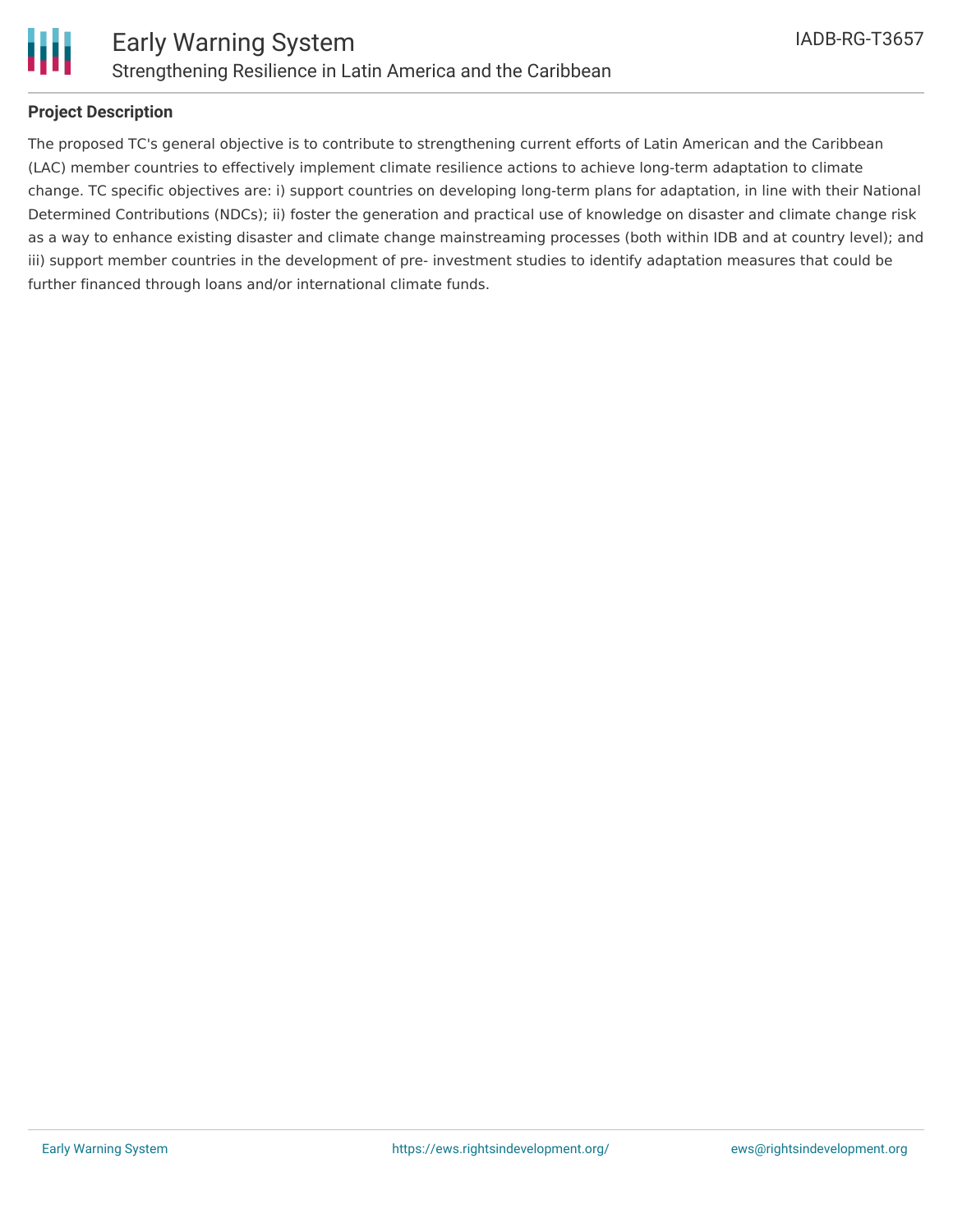## Project Description

The proposed TC's general objective is to contribute to strengthening current efforts of Latin American and the Caribbean (LAC) member countries to effectively implement climate resilience actions to achieve long-term adaptation to climate change. TC specific objectives are: i) support countries on developing long-term plans for adaptation, in line with their National Determined Contributions (NDCs); ii) foster the generation and practical use of knowledge on disaster and climate change risk as a way to enhance existing disaster and climate change mainstreaming processes (both within IDB and at country level); and iii) support member countries in the development of pre- investment studies to identify adaptation measures that could be further financed through loans and/or international climate funds.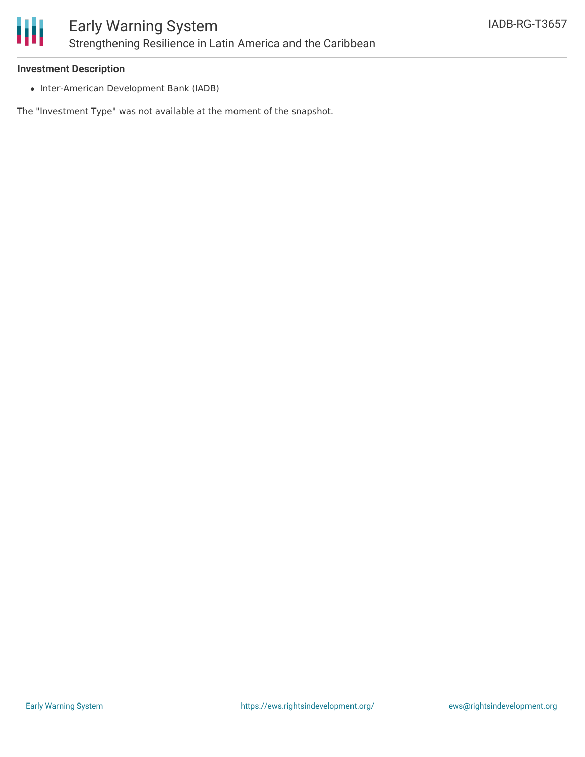**Investment Description**

- Inter-American Development Bank (IADB)

The "Investment Type" was not available at the moment of the snapshot.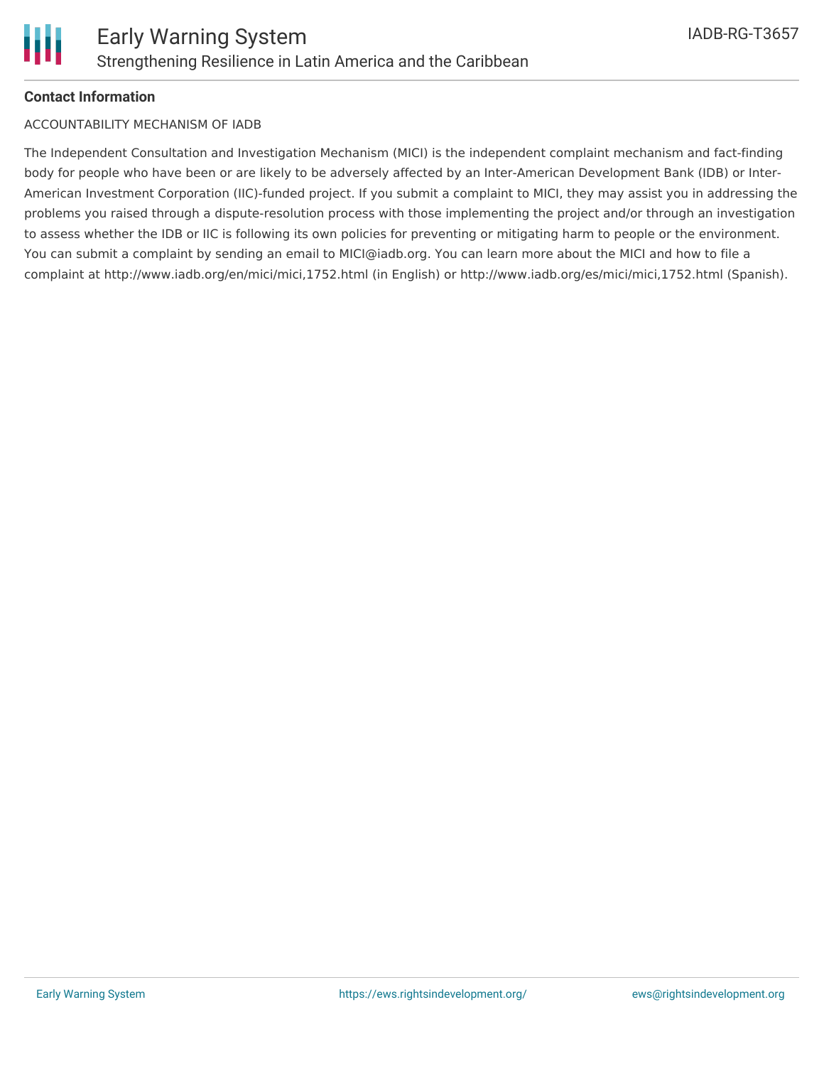**Contact Information**

ACCOUNTABILITY MECHANISM OF IADB

The Independent Consultation and Investigation Mechanism (MICI) is the independent complaint mechanism and fact-finding body for people who have been or are likely to be adversely affected by an Inter-American Development Bank (IDB) or Inter-American Investment Corporation (IIC)-funded project. If you submit a complaint to MICI, they may assist you in addressing the problems you raised through a dispute-resolution process with those implementing the project and/or through an investigation to assess whether the IDB or IIC is following its own policies for preventing or mitigating harm to people or the environment. You can submit a complaint by sending an email to MICI@iadb.org. You can learn more about the MICI and how to file a complaint at http://www.iadb.org/en/mici/mici,1752.html (in English) or http://www.iadb.org/es/mici/mici,1752.html (Spanish).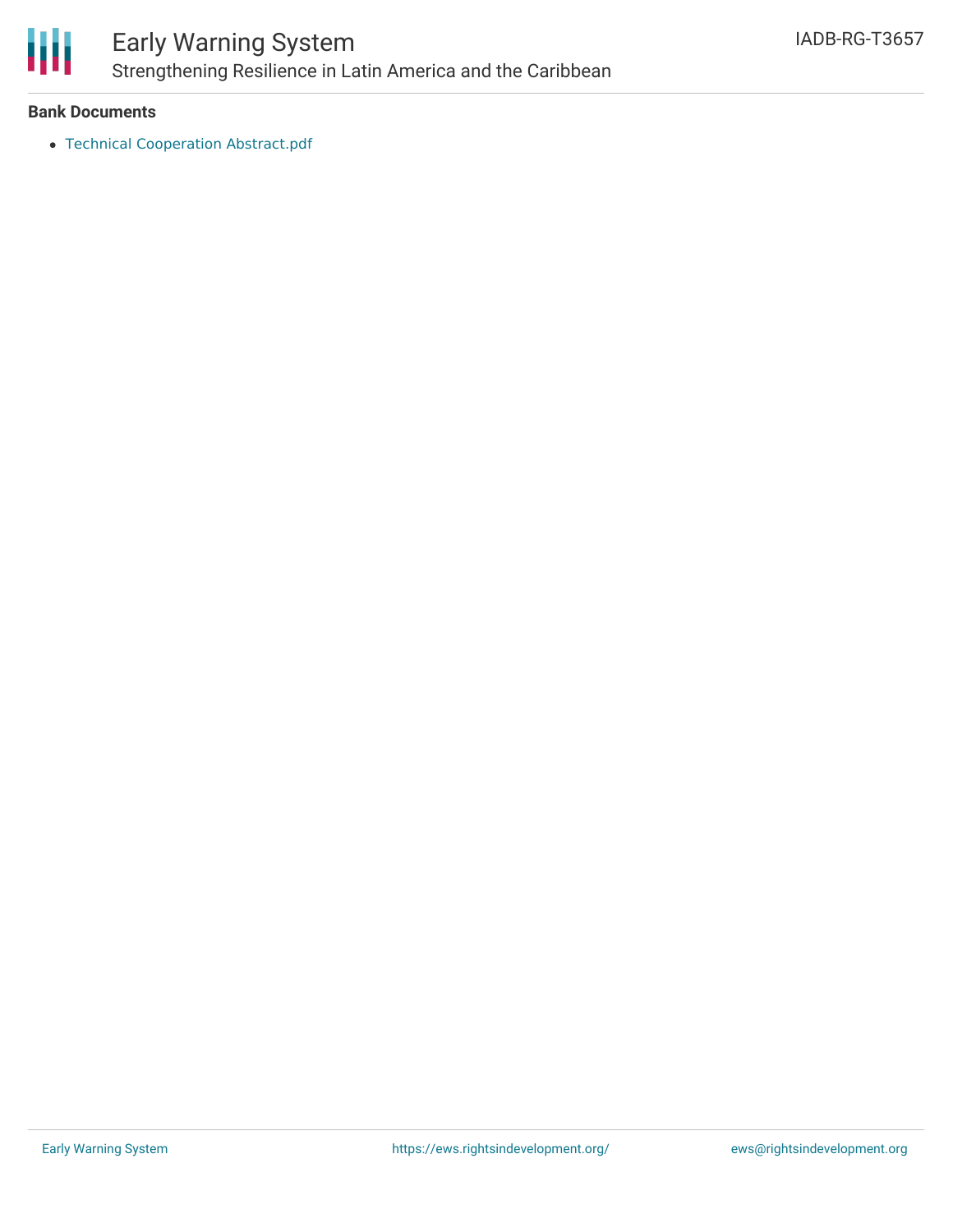**Bank Documents**

- Technical Cooperation Abstract.pdf